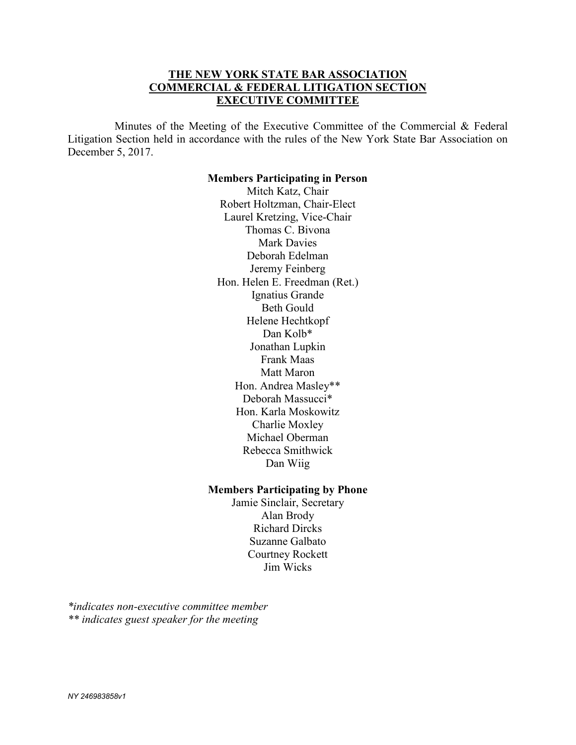**THE NEW YORK STATE BAR ASSOCIATION**
**COMMERCIAL & FEDERAL LITIGATION SECTION**
**EXECUTIVE COMMITTEE**

Minutes of the Meeting of the Executive Committee of the Commercial & Federal Litigation Section held in accordance with the rules of the New York State Bar Association on December 5, 2017.

**Members Participating in Person**

Mitch Katz, Chair
Robert Holtzman, Chair-Elect
Laurel Kretzing, Vice-Chair
Thomas C. Bivona
Mark Davies
Deborah Edelman
Jeremy Feinberg
Hon. Helen E. Freedman (Ret.)
Ignatius Grande
Beth Gould
Helene Hechtkopf
Dan Kolb*
Jonathan Lupkin
Frank Maas
Matt Maron
Hon. Andrea Masley**
Deborah Massucci*
Hon. Karla Moskowitz
Charlie Moxley
Michael Oberman
Rebecca Smithwick
Dan Wiig

**Members Participating by Phone**

Jamie Sinclair, Secretary
Alan Brody
Richard Dircks
Suzanne Galbato
Courtney Rockett
Jim Wicks

*\*indicates non-executive committee member*
*\*\* indicates guest speaker for the meeting*

NY 246983858v1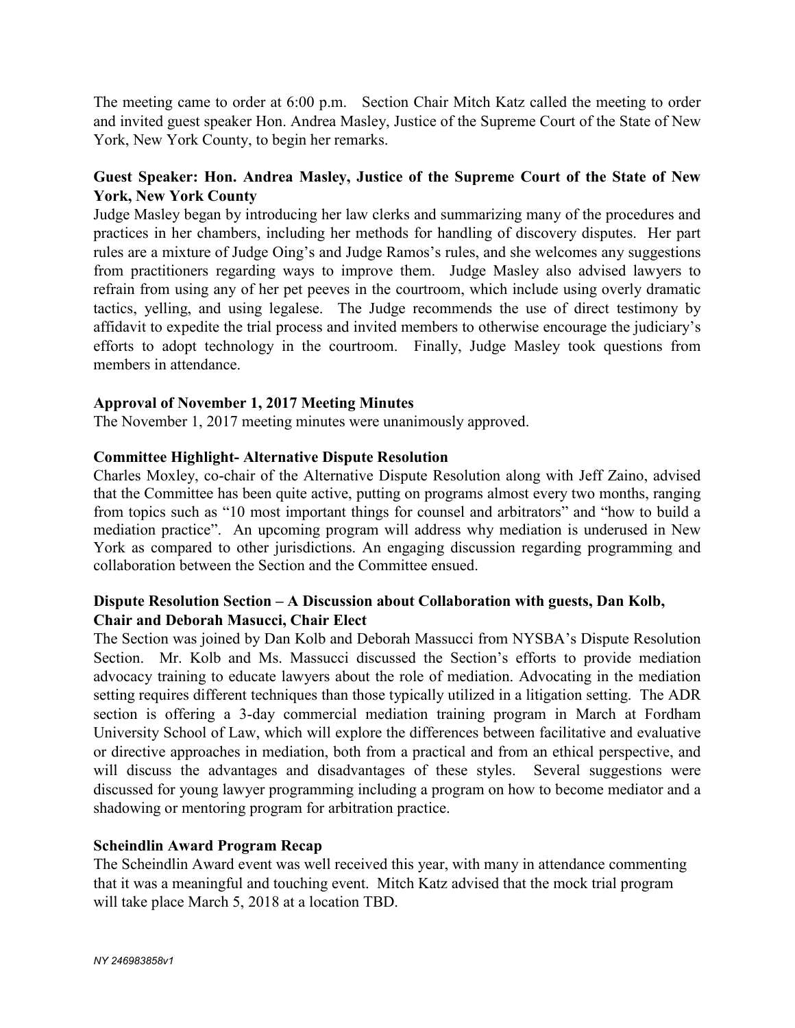The meeting came to order at 6:00 p.m. Section Chair Mitch Katz called the meeting to order and invited guest speaker Hon. Andrea Masley, Justice of the Supreme Court of the State of New York, New York County, to begin her remarks.

**Guest Speaker: Hon. Andrea Masley, Justice of the Supreme Court of the State of New York, New York County**

Judge Masley began by introducing her law clerks and summarizing many of the procedures and practices in her chambers, including her methods for handling of discovery disputes. Her part rules are a mixture of Judge Oing's and Judge Ramos's rules, and she welcomes any suggestions from practitioners regarding ways to improve them. Judge Masley also advised lawyers to refrain from using any of her pet peeves in the courtroom, which include using overly dramatic tactics, yelling, and using legalese. The Judge recommends the use of direct testimony by affidavit to expedite the trial process and invited members to otherwise encourage the judiciary's efforts to adopt technology in the courtroom. Finally, Judge Masley took questions from members in attendance.

**Approval of November 1, 2017 Meeting Minutes**

The November 1, 2017 meeting minutes were unanimously approved.

**Committee Highlight- Alternative Dispute Resolution**

Charles Moxley, co-chair of the Alternative Dispute Resolution along with Jeff Zaino, advised that the Committee has been quite active, putting on programs almost every two months, ranging from topics such as "10 most important things for counsel and arbitrators" and "how to build a mediation practice". An upcoming program will address why mediation is underused in New York as compared to other jurisdictions. An engaging discussion regarding programming and collaboration between the Section and the Committee ensued.

**Dispute Resolution Section – A Discussion about Collaboration with guests, Dan Kolb, Chair and Deborah Masucci, Chair Elect**

The Section was joined by Dan Kolb and Deborah Massucci from NYSBA's Dispute Resolution Section. Mr. Kolb and Ms. Massucci discussed the Section's efforts to provide mediation advocacy training to educate lawyers about the role of mediation. Advocating in the mediation setting requires different techniques than those typically utilized in a litigation setting. The ADR section is offering a 3-day commercial mediation training program in March at Fordham University School of Law, which will explore the differences between facilitative and evaluative or directive approaches in mediation, both from a practical and from an ethical perspective, and will discuss the advantages and disadvantages of these styles. Several suggestions were discussed for young lawyer programming including a program on how to become mediator and a shadowing or mentoring program for arbitration practice.

**Scheindlin Award Program Recap**

The Scheindlin Award event was well received this year, with many in attendance commenting that it was a meaningful and touching event. Mitch Katz advised that the mock trial program will take place March 5, 2018 at a location TBD.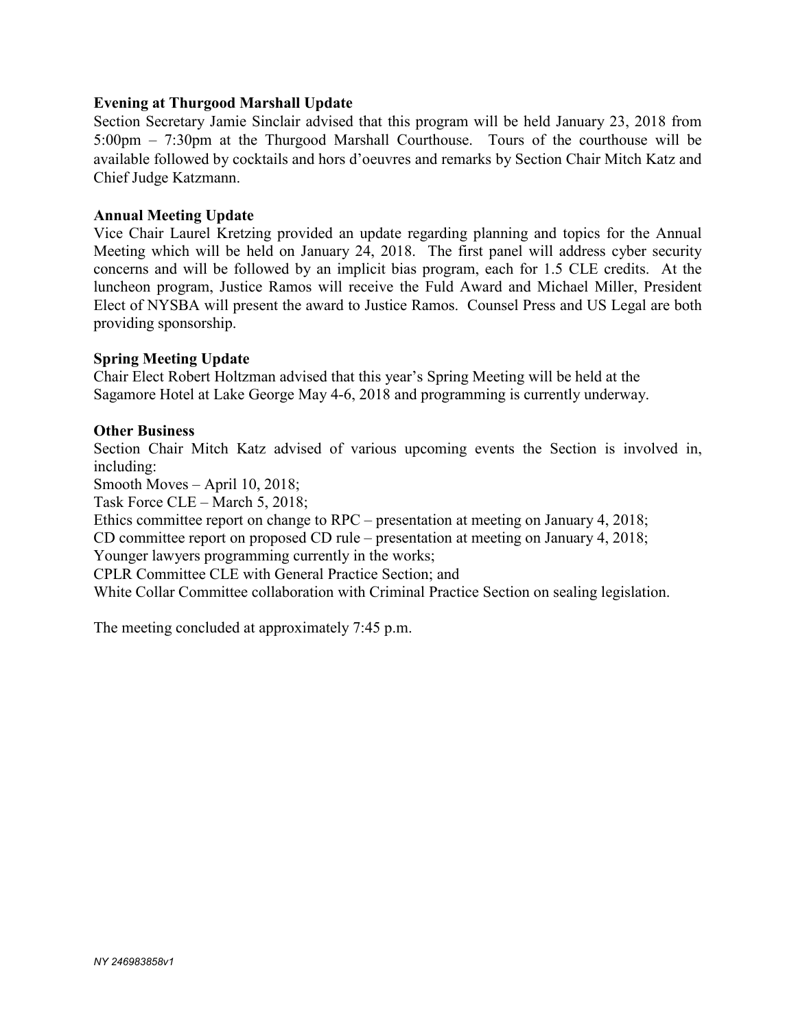**Evening at Thurgood Marshall Update**

Section Secretary Jamie Sinclair advised that this program will be held January 23, 2018 from 5:00pm – 7:30pm at the Thurgood Marshall Courthouse. Tours of the courthouse will be available followed by cocktails and hors d'oeuvres and remarks by Section Chair Mitch Katz and Chief Judge Katzmann.

**Annual Meeting Update**

Vice Chair Laurel Kretzing provided an update regarding planning and topics for the Annual Meeting which will be held on January 24, 2018. The first panel will address cyber security concerns and will be followed by an implicit bias program, each for 1.5 CLE credits. At the luncheon program, Justice Ramos will receive the Fuld Award and Michael Miller, President Elect of NYSBA will present the award to Justice Ramos. Counsel Press and US Legal are both providing sponsorship.

**Spring Meeting Update**

Chair Elect Robert Holtzman advised that this year's Spring Meeting will be held at the Sagamore Hotel at Lake George May 4-6, 2018 and programming is currently underway.

**Other Business**

Section Chair Mitch Katz advised of various upcoming events the Section is involved in, including:

Smooth Moves – April 10, 2018;
Task Force CLE – March 5, 2018;
Ethics committee report on change to RPC – presentation at meeting on January 4, 2018;
CD committee report on proposed CD rule – presentation at meeting on January 4, 2018;
Younger lawyers programming currently in the works;
CPLR Committee CLE with General Practice Section; and
White Collar Committee collaboration with Criminal Practice Section on sealing legislation.

The meeting concluded at approximately 7:45 p.m.

*NY 246983858v1*